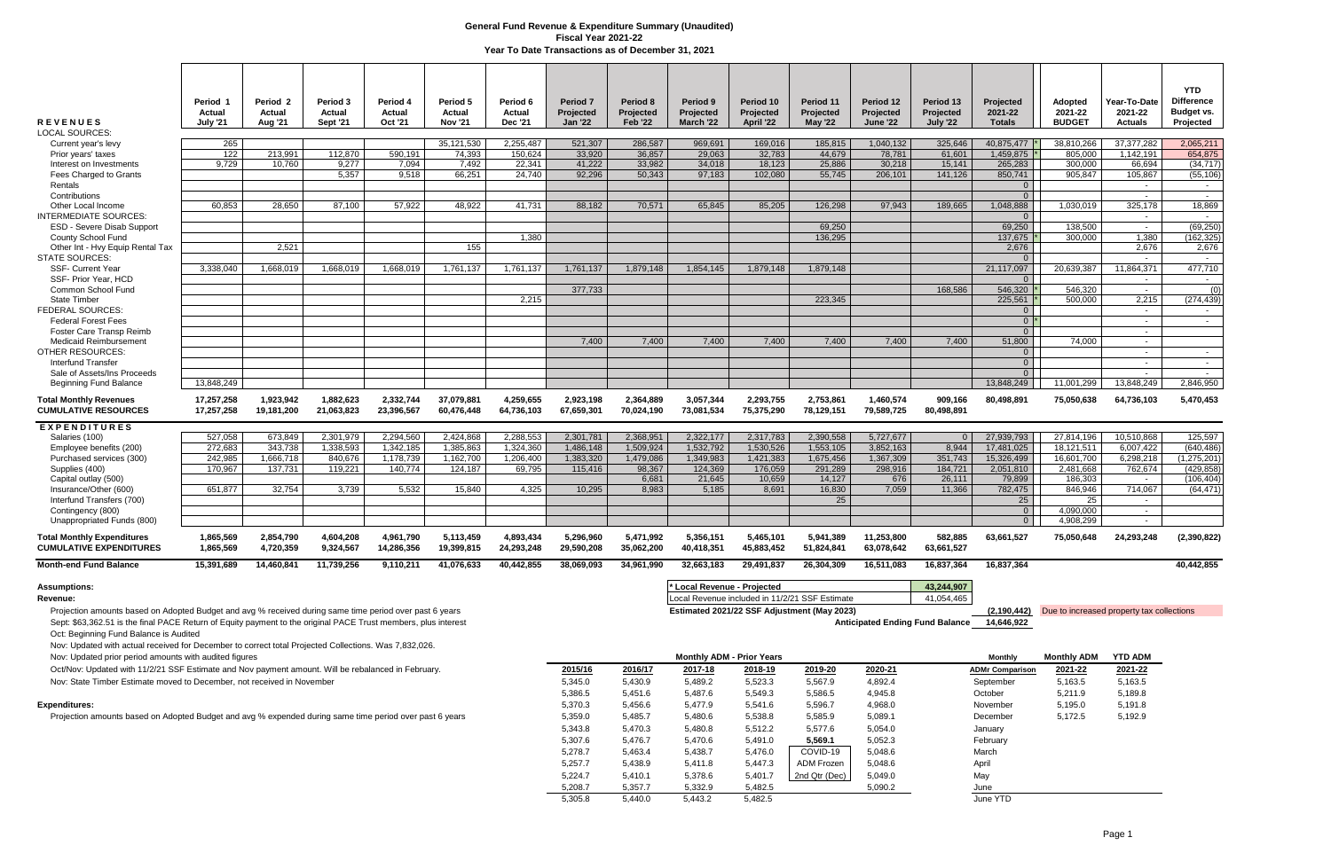# General Fund Revenue & Expenditure Summary (Unaudited)

## Fiscal Year 2021-22

### Year To Date Transactions as of December 31, 2021

| REVENUES | Period 1 Actual July '21 | Period 2 Actual Aug '21 | Period 3 Actual Sept '21 | Period 4 Actual Oct '21 | Period 5 Actual Nov '21 | Period 6 Actual Dec '21 | Period 7 Projected Jan '22 | Period 8 Projected Feb '22 | Period 9 Projected March '22 | Period 10 Projected April '22 | Period 11 Projected May '22 | Period 12 Projected June '22 | Period 13 Projected July '22 | Projected 2021-22 Totals | Adopted 2021-22 BUDGET | Year-To-Date 2021-22 Actuals | YTD Difference Budget vs. Projected |
|---|---|---|---|---|---|---|---|---|---|---|---|---|---|---|---|---|---|
| LOCAL SOURCES: | | | | | | | | | | | | | | | | | |
| Current year's levy | 265 | | | | 35,121,530 | 2,255,487 | 521,307 | 286,587 | 969,691 | 169,016 | 185,815 | 1,040,132 | 325,646 | 40,875,477 * | 38,810,266 | 37,377,282 | 2,065,211 |
| Prior years' taxes | 122 | 213,991 | 112,870 | 590,191 | 74,393 | 150,624 | 33,920 | 36,857 | 29,063 | 32,783 | 44,679 | 78,781 | 61,601 | 1,459,875 * | 805,000 | 1,142,191 | 654,875 |
| Interest on Investments | 9,729 | 10,760 | 9,277 | 7,094 | 7,492 | 22,341 | 41,222 | 33,982 | 34,018 | 18,123 | 25,886 | 30,218 | 15,141 | 265,283 | 300,000 | 66,694 | (34,717) |
| Fees Charged to Grants | | | 5,357 | 9,518 | 66,251 | 24,740 | 92,296 | 50,343 | 97,183 | 102,080 | 55,745 | 206,101 | 141,126 | 850,741 | 905,847 | 105,867 | (55,106) |
| Rentals | | | | | | | | | | | | | | 0 | | - | - |
| Contributions | | | | | | | | | | | | | | 0 | | - | - |
| Other Local Income | 60,853 | 28,650 | 87,100 | 57,922 | 48,922 | 41,731 | 88,182 | 70,571 | 65,845 | 85,205 | 126,298 | 97,943 | 189,665 | 1,048,888 | 1,030,019 | 325,178 | 18,869 |
| INTERMEDIATE SOURCES: | | | | | | | | | | | | | | 0 | | - | - |
| ESD - Severe Disab Support | | | | | | | | | | | 69,250 | | | 69,250 | 138,500 | - | (69,250) |
| County School Fund | | | | | | 1,380 | | | | | 136,295 | | | 137,675 * | 300,000 | 1,380 | (162,325) |
| Other Int - Hvy Equip Rental Tax | | 2,521 | | | 155 | | | | | | | | | 2,676 | | 2,676 | 2,676 |
| STATE SOURCES: | | | | | | | | | | | | | | 0 | | - | - |
| SSF- Current Year | 3,338,040 | 1,668,019 | 1,668,019 | 1,668,019 | 1,761,137 | 1,761,137 | 1,761,137 | 1,879,148 | 1,854,145 | 1,879,148 | 1,879,148 | | | 21,117,097 | 20,639,387 | 11,864,371 | 477,710 |
| SSF- Prior Year, HCD | | | | | | | | | | | | | | 0 | | - | - |
| Common School Fund | | | | | | | 377,733 | | | | | | 168,586 | 546,320 * | 546,320 | - | (0) |
| State Timber | | | | | | 2,215 | | | | | 223,345 | | | 225,561 * | 500,000 | 2,215 | (274,439) |
| FEDERAL SOURCES: | | | | | | | | | | | | | | 0 | | - | - |
| Federal Forest Fees | | | | | | | | | | | | | | 0 * | | - | - |
| Foster Care Transp Reimb | | | | | | | | | | | | | | 0 | | - | |
| Medicaid Reimbursement | | | | | | | 7,400 | 7,400 | 7,400 | 7,400 | 7,400 | 7,400 | 7,400 | 51,800 | 74,000 | - | |
| OTHER RESOURCES: | | | | | | | | | | | | | | 0 | | - | - |
| Interfund Transfer | | | | | | | | | | | | | | 0 | | - | - |
| Sale of Assets/Ins Proceeds | | | | | | | | | | | | | | 0 | | | |
| Beginning Fund Balance | 13,848,249 | | | | | | | | | | | | | 13,848,249 | 11,001,299 | 13,848,249 | 2,846,950 |
| **Total Monthly Revenues** | 17,257,258 | 1,923,942 | 1,882,623 | 2,332,744 | 37,079,881 | 4,259,655 | 2,923,198 | 2,364,889 | 3,057,344 | 2,293,755 | 2,753,861 | 1,460,574 | 909,166 | 80,498,891 | 75,050,638 | 64,736,103 | 5,470,453 |
| **CUMULATIVE RESOURCES** | 17,257,258 | 19,181,200 | 21,063,823 | 23,396,567 | 60,476,448 | 64,736,103 | 67,659,301 | 70,024,190 | 73,081,534 | 75,375,290 | 78,129,151 | 79,589,725 | 80,498,891 | | | | |
| **EXPENDITURES** | | | | | | | | | | | | | | | | | |
| Salaries (100) | 527,058 | 673,849 | 2,301,979 | 2,294,560 | 2,424,868 | 2,288,553 | 2,301,781 | 2,368,951 | 2,322,177 | 2,317,783 | 2,390,558 | 5,727,677 | 0 | 27,939,793 | 27,814,196 | 10,510,868 | 125,597 |
| Employee benefits (200) | 272,683 | 343,738 | 1,338,593 | 1,342,185 | 1,385,863 | 1,324,360 | 1,486,148 | 1,509,924 | 1,532,792 | 1,530,526 | 1,553,105 | 3,852,163 | 8,944 | 17,481,025 | 18,121,511 | 6,007,422 | (640,486) |
| Purchased services (300) | 242,985 | 1,666,718 | 840,676 | 1,178,739 | 1,162,700 | 1,206,400 | 1,383,320 | 1,479,086 | 1,349,983 | 1,421,383 | 1,675,456 | 1,367,309 | 351,743 | 15,326,499 | 16,601,700 | 6,298,218 | (1,275,201) |
| Supplies (400) | 170,967 | 137,731 | 119,221 | 140,774 | 124,187 | 69,795 | 115,416 | 98,367 | 124,369 | 176,059 | 291,289 | 298,916 | 184,721 | 2,051,810 | 2,481,668 | 762,674 | (429,858) |
| Capital outlay (500) | | | | | | | | 6,681 | 21,645 | 10,659 | 14,127 | 676 | 26,111 | 79,899 | 186,303 | - | (106,404) |
| Insurance/Other (600) | 651,877 | 32,754 | 3,739 | 5,532 | 15,840 | 4,325 | 10,295 | 8,983 | 5,185 | 8,691 | 16,830 | 7,059 | 11,366 | 782,475 | 846,946 | 714,067 | (64,471) |
| Interfund Transfers (700) | | | | | | | | | | | 25 | | | 25 | 25 | - | |
| Contingency (800) | | | | | | | | | | | | | | 0 | 4,090,000 | - | |
| Unappropriated Funds (800) | | | | | | | | | | | | | | 0 | 4,908,299 | - | |
| **Total Monthly Expenditures** | 1,865,569 | 2,854,790 | 4,604,208 | 4,961,790 | 5,113,459 | 4,893,434 | 5,296,960 | 5,471,992 | 5,356,151 | 5,465,101 | 5,941,389 | 11,253,800 | 582,885 | 63,661,527 | 75,050,648 | 24,293,248 | (2,390,822) |
| **CUMULATIVE EXPENDITURES** | 1,865,569 | 4,720,359 | 9,324,567 | 14,286,356 | 19,399,815 | 24,293,248 | 29,590,208 | 35,062,200 | 40,418,351 | 45,883,452 | 51,824,841 | 63,078,642 | 63,661,527 | | | | |
| **Month-end Fund Balance** | 15,391,689 | 14,460,841 | 11,739,256 | 9,110,211 | 41,076,633 | 40,442,855 | 38,069,093 | 34,961,990 | 32,663,183 | 29,491,837 | 26,304,309 | 16,511,083 | 16,837,364 | 16,837,364 | | | 40,442,855 |

| | |
|---|---|
| * Local Revenue - Projected | 43,244,907 |
| Local Revenue included in 11/2/21 SSF Estimate | 41,054,465 |
| Estimated 2021/22 SSF Adjustment (May 2023) | (2,190,442) Due to increased property tax collections |
| Anticipated Ending Fund Balance | 14,646,922 |

**Assumptions:**

**Revenue:**

Projection amounts based on Adopted Budget and avg % received during same time period over past 6 years

Sept: $63,362.51 is the final PACE Return of Equity payment to the original PACE Trust members, plus interest

Oct: Beginning Fund Balance is Audited

Nov: Updated with actual received for December to correct total Projected Collections. Was 7,832,026.

Nov: Updated prior period amounts with audited figures

Oct/Nov: Updated with 11/2/21 SSF Estimate and Nov payment amount. Will be rebalanced in February.

Nov: State Timber Estimate moved to December, not received in November

**Expenditures:**

Projection amounts based on Adopted Budget and avg % expended during same time period over past 6 years

| Monthly ADM - Prior Years | | | | | |
|---|---|---|---|---|---|
| 2015/16 | 2016/17 | 2017-18 | 2018-19 | 2019-20 | 2020-21 |
| 5,345.0 | 5,430.9 | 5,489.2 | 5,523.3 | 5,567.9 | 4,892.4 |
| 5,386.5 | 5,451.6 | 5,487.6 | 5,549.3 | 5,586.5 | 4,945.8 |
| 5,370.3 | 5,456.6 | 5,477.9 | 5,541.6 | 5,596.7 | 4,968.0 |
| 5,359.0 | 5,485.7 | 5,480.6 | 5,538.8 | 5,585.9 | 5,089.1 |
| 5,343.8 | 5,470.3 | 5,480.8 | 5,512.2 | 5,577.6 | 5,054.0 |
| 5,307.6 | 5,476.7 | 5,470.6 | 5,491.0 | **5,569.1** | 5,052.3 |
| 5,278.7 | 5,463.4 | 5,438.7 | 5,476.0 | COVID-19 | 5,048.6 |
| 5,257.7 | 5,438.9 | 5,411.8 | 5,447.3 | ADM Frozen | 5,048.6 |
| 5,224.7 | 5,410.1 | 5,378.6 | 5,401.7 | 2nd Qtr (Dec) | 5,049.0 |
| 5,208.7 | 5,357.7 | 5,332.9 | 5,482.5 | | 5,090.2 |
| 5,305.8 | 5,440.0 | 5,443.2 | 5,482.5 | | |

| Monthly ADMr Comparison | Monthly ADM 2021-22 | YTD ADM 2021-22 |
|---|---|---|
| September | 5,163.5 | 5,163.5 |
| October | 5,211.9 | 5,189.8 |
| November | 5,195.0 | 5,191.8 |
| December | 5,172.5 | 5,192.9 |
| January | | |
| February | | |
| March | | |
| April | | |
| May | | |
| June | | |
| June YTD | | |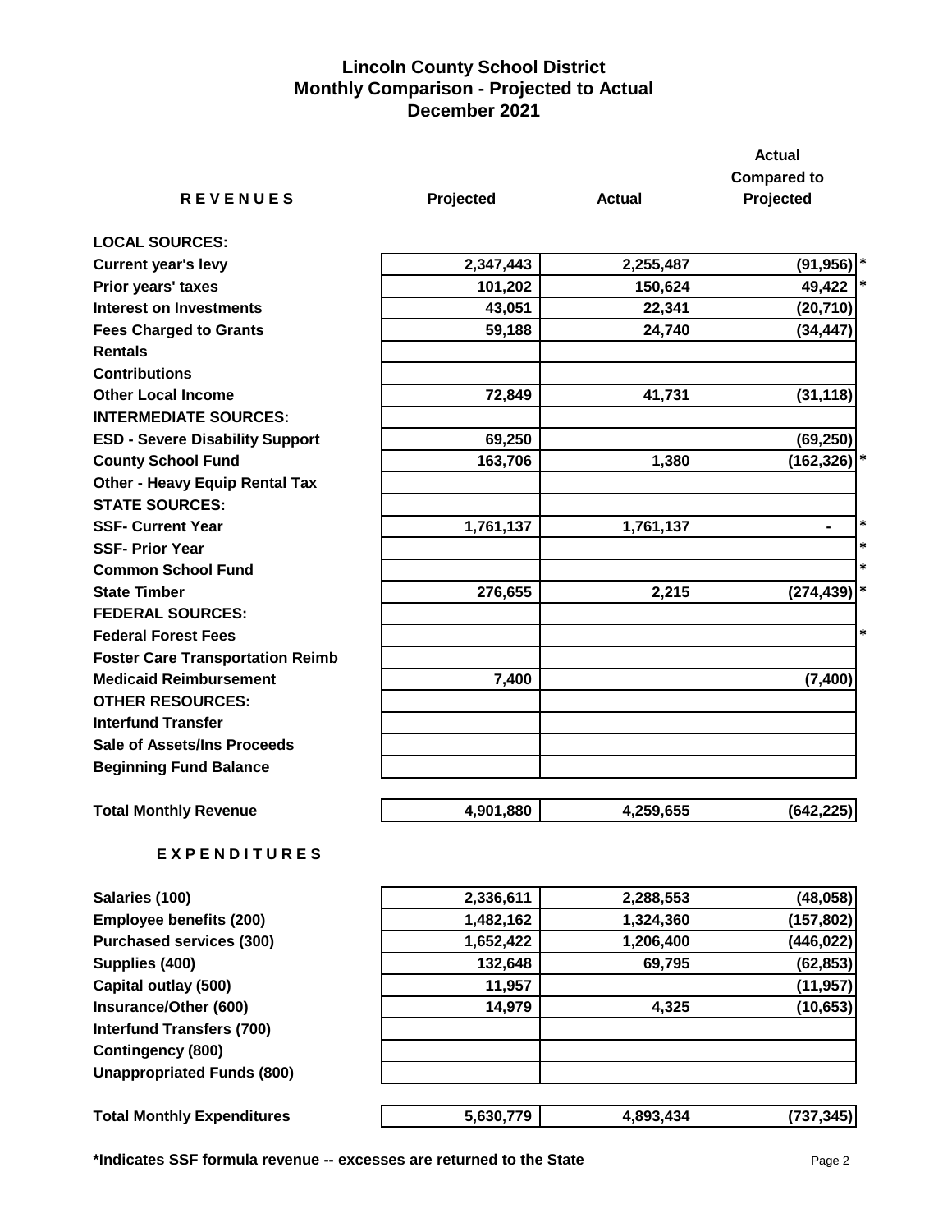# Lincoln County School District
## Monthly Comparison - Projected to Actual
## December 2021

| R E V E N U E S | Projected | Actual | Actual Compared to Projected | |
|---|---|---|---|---|
| **LOCAL SOURCES:** | | | | |
| **Current year's levy** | 2,347,443 | 2,255,487 | (91,956) | * |
| **Prior years' taxes** | 101,202 | 150,624 | 49,422 | * |
| **Interest on Investments** | 43,051 | 22,341 | (20,710) | |
| **Fees Charged to Grants** | 59,188 | 24,740 | (34,447) | |
| **Rentals** | | | | |
| **Contributions** | | | | |
| **Other Local Income** | 72,849 | 41,731 | (31,118) | |
| **INTERMEDIATE SOURCES:** | | | | |
| **ESD - Severe Disability Support** | 69,250 | | (69,250) | |
| **County School Fund** | 163,706 | 1,380 | (162,326) | * |
| **Other - Heavy Equip Rental Tax** | | | | |
| **STATE SOURCES:** | | | | |
| **SSF- Current Year** | 1,761,137 | 1,761,137 | - | * |
| **SSF- Prior Year** | | | | * |
| **Common School Fund** | | | | * |
| **State Timber** | 276,655 | 2,215 | (274,439) | * |
| **FEDERAL SOURCES:** | | | | |
| **Federal Forest Fees** | | | | * |
| **Foster Care Transportation Reimb** | | | | |
| **Medicaid Reimbursement** | 7,400 | | (7,400) | |
| **OTHER RESOURCES:** | | | | |
| **Interfund Transfer** | | | | |
| **Sale of Assets/Ins Proceeds** | | | | |
| **Beginning Fund Balance** | | | | |
| **Total Monthly Revenue** | 4,901,880 | 4,259,655 | (642,225) | |

| E X P E N D I T U R E S | Projected | Actual | Actual Compared to Projected |
|---|---|---|---|
| **Salaries (100)** | 2,336,611 | 2,288,553 | (48,058) |
| **Employee benefits (200)** | 1,482,162 | 1,324,360 | (157,802) |
| **Purchased services (300)** | 1,652,422 | 1,206,400 | (446,022) |
| **Supplies (400)** | 132,648 | 69,795 | (62,853) |
| **Capital outlay (500)** | 11,957 | | (11,957) |
| **Insurance/Other (600)** | 14,979 | 4,325 | (10,653) |
| **Interfund Transfers (700)** | | | |
| **Contingency (800)** | | | |
| **Unappropriated Funds (800)** | | | |
| **Total Monthly Expenditures** | 5,630,779 | 4,893,434 | (737,345) |

**\*Indicates SSF formula revenue -- excesses are returned to the State**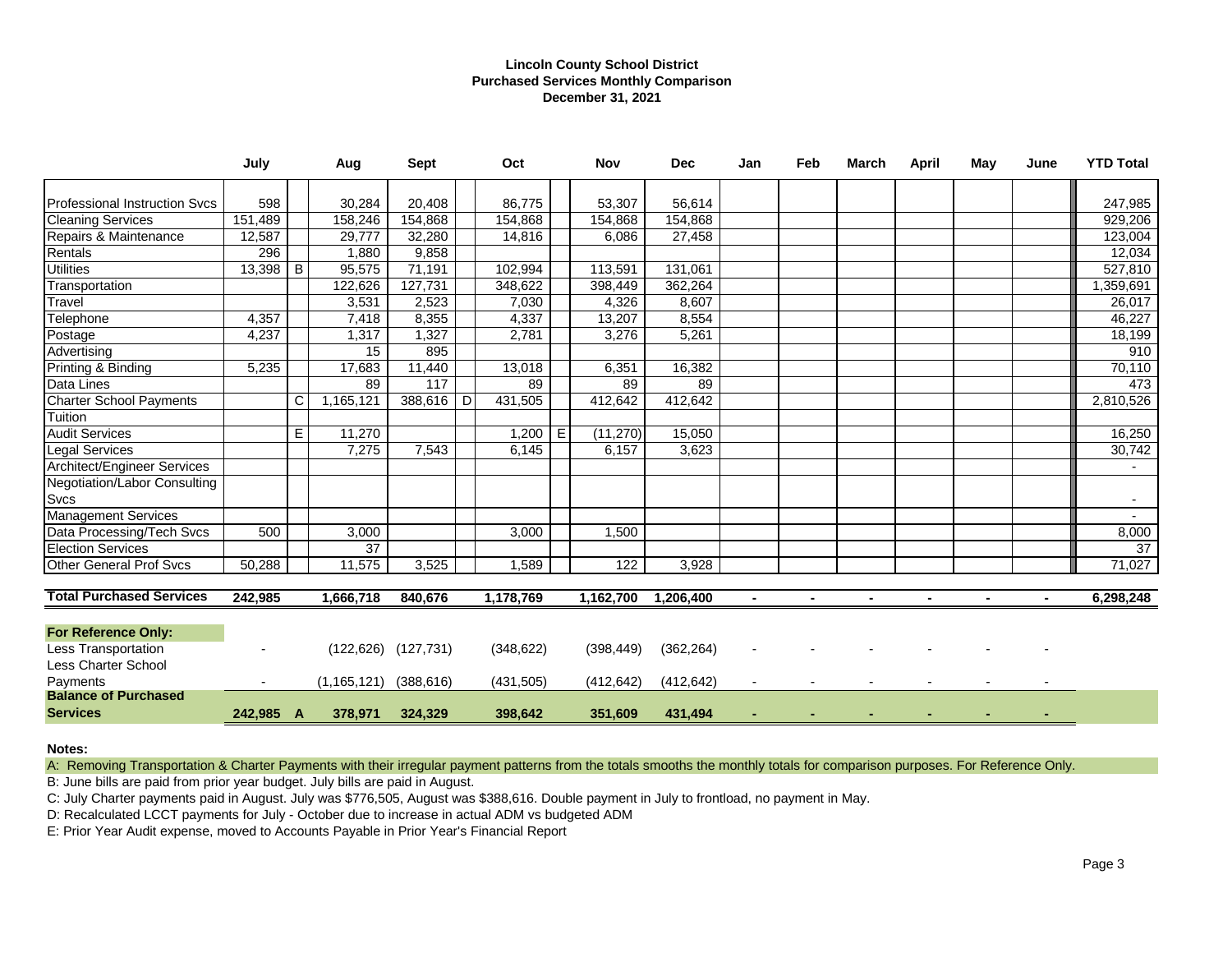**Lincoln County School District**
**Purchased Services Monthly Comparison**
**December 31, 2021**

| | July | | Aug | Sept | | Oct | | Nov | Dec | Jan | Feb | March | April | May | June | YTD Total |
|---|---|---|---|---|---|---|---|---|---|---|---|---|---|---|---|---|
| Professional Instruction Svcs | 598 | | 30,284 | 20,408 | | 86,775 | | 53,307 | 56,614 | | | | | | | 247,985 |
| Cleaning Services | 151,489 | | 158,246 | 154,868 | | 154,868 | | 154,868 | 154,868 | | | | | | | 929,206 |
| Repairs & Maintenance | 12,587 | | 29,777 | 32,280 | | 14,816 | | 6,086 | 27,458 | | | | | | | 123,004 |
| Rentals | 296 | | 1,880 | 9,858 | | | | | | | | | | | | 12,034 |
| Utilities | 13,398 | B | 95,575 | 71,191 | | 102,994 | | 113,591 | 131,061 | | | | | | | 527,810 |
| Transportation | | | 122,626 | 127,731 | | 348,622 | | 398,449 | 362,264 | | | | | | | 1,359,691 |
| Travel | | | 3,531 | 2,523 | | 7,030 | | 4,326 | 8,607 | | | | | | | 26,017 |
| Telephone | 4,357 | | 7,418 | 8,355 | | 4,337 | | 13,207 | 8,554 | | | | | | | 46,227 |
| Postage | 4,237 | | 1,317 | 1,327 | | 2,781 | | 3,276 | 5,261 | | | | | | | 18,199 |
| Advertising | | | 15 | 895 | | | | | | | | | | | | 910 |
| Printing & Binding | 5,235 | | 17,683 | 11,440 | | 13,018 | | 6,351 | 16,382 | | | | | | | 70,110 |
| Data Lines | | | 89 | 117 | | 89 | | 89 | 89 | | | | | | | 473 |
| Charter School Payments | | C | 1,165,121 | 388,616 | D | 431,505 | | 412,642 | 412,642 | | | | | | | 2,810,526 |
| Tuition | | | | | | | | | | | | | | | | |
| Audit Services | | E | 11,270 | | | 1,200 | E | (11,270) | 15,050 | | | | | | | 16,250 |
| Legal Services | | | 7,275 | 7,543 | | 6,145 | | 6,157 | 3,623 | | | | | | | 30,742 |
| Architect/Engineer Services | | | | | | | | | | | | | | | | - |
| Negotiation/Labor Consulting Svcs | | | | | | | | | | | | | | | | - |
| Management Services | | | | | | | | | | | | | | | | - |
| Data Processing/Tech Svcs | 500 | | 3,000 | | | 3,000 | | 1,500 | | | | | | | | 8,000 |
| Election Services | | | 37 | | | | | | | | | | | | | 37 |
| Other General Prof Svcs | 50,288 | | 11,575 | 3,525 | | 1,589 | | 122 | 3,928 | | | | | | | 71,027 |
| **Total Purchased Services** | **242,985** | | **1,666,718** | **840,676** | | **1,178,769** | | **1,162,700** | **1,206,400** | **-** | **-** | **-** | **-** | **-** | **-** | **6,298,248** |
| **For Reference Only:** | | | | | | | | | | | | | | | | |
| Less Transportation | - | | (122,626) | (127,731) | | (348,622) | | (398,449) | (362,264) | - | - | - | - | - | - | |
| Less Charter School Payments | - | | (1,165,121) | (388,616) | | (431,505) | | (412,642) | (412,642) | - | - | - | - | - | - | |
| **Balance of Purchased Services** | **242,985** | **A** | **378,971** | **324,329** | | **398,642** | | **351,609** | **431,494** | **-** | **-** | **-** | **-** | **-** | **-** | |

**Notes:**

A: Removing Transportation & Charter Payments with their irregular payment patterns from the totals smooths the monthly totals for comparison purposes. For Reference Only.

B: June bills are paid from prior year budget. July bills are paid in August.

C: July Charter payments paid in August. July was $776,505, August was $388,616. Double payment in July to frontload, no payment in May.

D: Recalculated LCCT payments for July - October due to increase in actual ADM vs budgeted ADM

E: Prior Year Audit expense, moved to Accounts Payable in Prior Year's Financial Report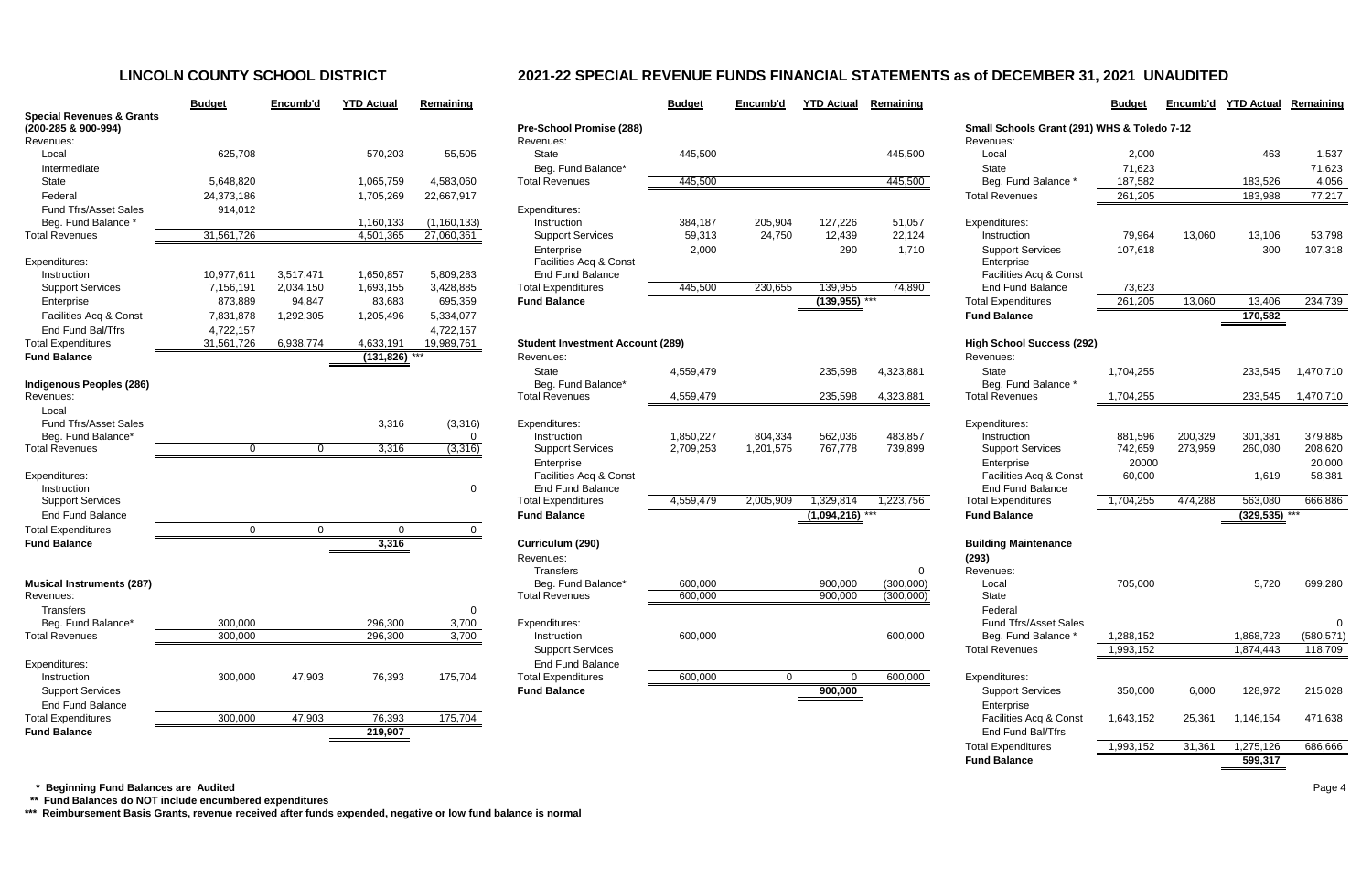# LINCOLN COUNTY SCHOOL DISTRICT

## 2021-22 SPECIAL REVENUE FUNDS FINANCIAL STATEMENTS as of DECEMBER 31, 2021 UNAUDITED

| | Budget | Encumb'd | YTD Actual | Remaining |
|---|---|---|---|---|
| **Special Revenues & Grants (200-285 & 900-994)** | | | | |
| Revenues: | | | | |
| Local | 625,708 | | 570,203 | 55,505 |
| Intermediate | | | | |
| State | 5,648,820 | | 1,065,759 | 4,583,060 |
| Federal | 24,373,186 | | 1,705,269 | 22,667,917 |
| Fund Tfrs/Asset Sales | 914,012 | | | |
| Beg. Fund Balance * | | | 1,160,133 | (1,160,133) |
| Total Revenues | 31,561,726 | | 4,501,365 | 27,060,361 |
| Expenditures: | | | | |
| Instruction | 10,977,611 | 3,517,471 | 1,650,857 | 5,809,283 |
| Support Services | 7,156,191 | 2,034,150 | 1,693,155 | 3,428,885 |
| Enterprise | 873,889 | 94,847 | 83,683 | 695,359 |
| Facilities Acq & Const | 7,831,878 | 1,292,305 | 1,205,496 | 5,334,077 |
| End Fund Bal/Tfrs | 4,722,157 | | | 4,722,157 |
| Total Expenditures | 31,561,726 | 6,938,774 | 4,633,191 | 19,989,761 |
| **Fund Balance** | | | **(131,826)** *** | |

| | Budget | Encumb'd | YTD Actual | Remaining |
|---|---|---|---|---|
| **Indigenous Peoples (286)** | | | | |
| Revenues: | | | | |
| Local | | | | |
| Fund Tfrs/Asset Sales | | | 3,316 | (3,316) |
| Beg. Fund Balance* | | | | 0 |
| Total Revenues | 0 | 0 | 3,316 | (3,316) |
| Expenditures: | | | | |
| Instruction | | | | 0 |
| Support Services | | | | |
| End Fund Balance | | | | |
| Total Expenditures | 0 | 0 | 0 | 0 |
| **Fund Balance** | | | **3,316** | |

| | Budget | Encumb'd | YTD Actual | Remaining |
|---|---|---|---|---|
| **Musical Instruments (287)** | | | | |
| Revenues: | | | | |
| Transfers | | | | 0 |
| Beg. Fund Balance* | 300,000 | | 296,300 | 3,700 |
| Total Revenues | 300,000 | | 296,300 | 3,700 |
| Expenditures: | | | | |
| Instruction | 300,000 | 47,903 | 76,393 | 175,704 |
| Support Services | | | | |
| End Fund Balance | | | | |
| Total Expenditures | 300,000 | 47,903 | 76,393 | 175,704 |
| **Fund Balance** | | | **219,907** | |

| | Budget | Encumb'd | YTD Actual | Remaining |
|---|---|---|---|---|
| **Pre-School Promise (288)** | | | | |
| Revenues: | | | | |
| State | 445,500 | | | 445,500 |
| Beg. Fund Balance* | | | | |
| Total Revenues | 445,500 | | | 445,500 |
| Expenditures: | | | | |
| Instruction | 384,187 | 205,904 | 127,226 | 51,057 |
| Support Services | 59,313 | 24,750 | 12,439 | 22,124 |
| Enterprise | 2,000 | | 290 | 1,710 |
| Facilities Acq & Const | | | | |
| End Fund Balance | | | | |
| Total Expenditures | 445,500 | 230,655 | 139,955 | 74,890 |
| **Fund Balance** | | | **(139,955)** *** | |

| | Budget | Encumb'd | YTD Actual | Remaining |
|---|---|---|---|---|
| **Student Investment Account (289)** | | | | |
| Revenues: | | | | |
| State | 4,559,479 | | 235,598 | 4,323,881 |
| Beg. Fund Balance* | | | | |
| Total Revenues | 4,559,479 | | 235,598 | 4,323,881 |
| Expenditures: | | | | |
| Instruction | 1,850,227 | 804,334 | 562,036 | 483,857 |
| Support Services | 2,709,253 | 1,201,575 | 767,778 | 739,899 |
| Enterprise | | | | |
| Facilities Acq & Const | | | | |
| End Fund Balance | | | | |
| Total Expenditures | 4,559,479 | 2,005,909 | 1,329,814 | 1,223,756 |
| **Fund Balance** | | | **(1,094,216)** *** | |

| | Budget | Encumb'd | YTD Actual | Remaining |
|---|---|---|---|---|
| **Curriculum (290)** | | | | |
| Revenues: | | | | |
| Transfers | | | | 0 |
| Beg. Fund Balance* | 600,000 | | 900,000 | (300,000) |
| Total Revenues | 600,000 | | 900,000 | (300,000) |
| Expenditures: | | | | |
| Instruction | 600,000 | | | 600,000 |
| Support Services | | | | |
| End Fund Balance | | | | |
| Total Expenditures | 600,000 | 0 | 0 | 600,000 |
| **Fund Balance** | | | **900,000** | |

| | Budget | Encumb'd | YTD Actual | Remaining |
|---|---|---|---|---|
| **Small Schools Grant (291) WHS & Toledo 7-12** | | | | |
| Revenues: | | | | |
| Local | 2,000 | | 463 | 1,537 |
| State | 71,623 | | | 71,623 |
| Beg. Fund Balance * | 187,582 | | 183,526 | 4,056 |
| Total Revenues | 261,205 | | 183,988 | 77,217 |
| Expenditures: | | | | |
| Instruction | 79,964 | 13,060 | 13,106 | 53,798 |
| Support Services | 107,618 | | 300 | 107,318 |
| Enterprise | | | | |
| Facilities Acq & Const | | | | |
| End Fund Balance | 73,623 | | | |
| Total Expenditures | 261,205 | 13,060 | 13,406 | 234,739 |
| **Fund Balance** | | | **170,582** | |

| | Budget | Encumb'd | YTD Actual | Remaining |
|---|---|---|---|---|
| **High School Success (292)** | | | | |
| Revenues: | | | | |
| State | 1,704,255 | | 233,545 | 1,470,710 |
| Beg. Fund Balance * | | | | |
| Total Revenues | 1,704,255 | | 233,545 | 1,470,710 |
| Expenditures: | | | | |
| Instruction | 881,596 | 200,329 | 301,381 | 379,885 |
| Support Services | 742,659 | 273,959 | 260,080 | 208,620 |
| Enterprise | 20000 | | | 20,000 |
| Facilities Acq & Const | 60,000 | | 1,619 | 58,381 |
| End Fund Balance | | | | |
| Total Expenditures | 1,704,255 | 474,288 | 563,080 | 666,886 |
| **Fund Balance** | | | **(329,535)** *** | |

| | Budget | Encumb'd | YTD Actual | Remaining |
|---|---|---|---|---|
| **Building Maintenance (293)** | | | | |
| Revenues: | | | | |
| Local | 705,000 | | 5,720 | 699,280 |
| State | | | | |
| Federal | | | | |
| Fund Tfrs/Asset Sales | | | | 0 |
| Beg. Fund Balance * | 1,288,152 | | 1,868,723 | (580,571) |
| Total Revenues | 1,993,152 | | 1,874,443 | 118,709 |
| Expenditures: | | | | |
| Support Services | 350,000 | 6,000 | 128,972 | 215,028 |
| Enterprise | | | | |
| Facilities Acq & Const | 1,643,152 | 25,361 | 1,146,154 | 471,638 |
| End Fund Bal/Tfrs | | | | |
| Total Expenditures | 1,993,152 | 31,361 | 1,275,126 | 686,666 |
| **Fund Balance** | | | **599,317** | |

**\* Beginning Fund Balances are Audited**

**\*\* Fund Balances do NOT include encumbered expenditures**

**\*\*\* Reimbursement Basis Grants, revenue received after funds expended, negative or low fund balance is normal**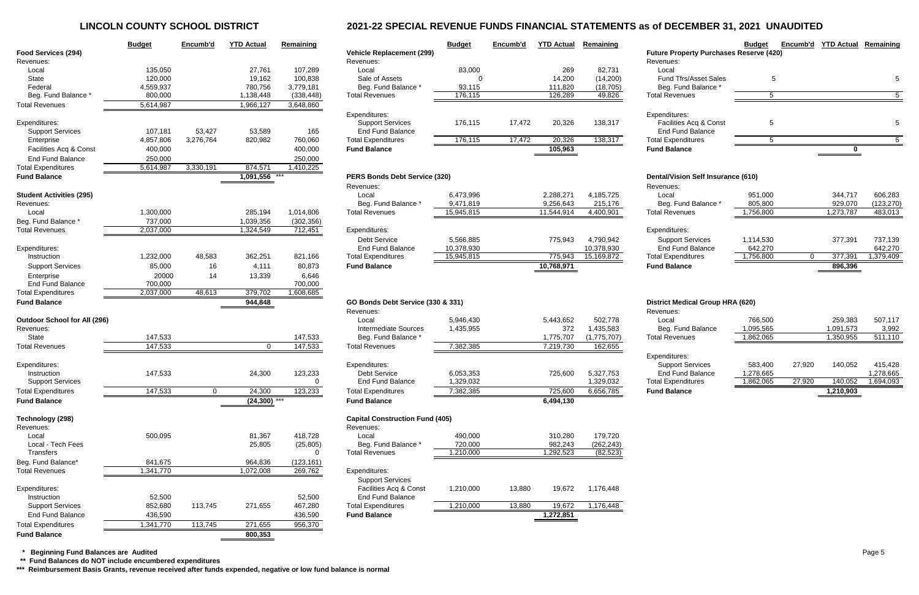# LINCOLN COUNTY SCHOOL DISTRICT

## 2021-22 SPECIAL REVENUE FUNDS FINANCIAL STATEMENTS as of DECEMBER 31, 2021 UNAUDITED

| | Budget | Encumb'd | YTD Actual | Remaining |
|---|---|---|---|---|
| **Food Services (294)** | | | | |
| Revenues: | | | | |
| Local | 135,050 | | 27,761 | 107,289 |
| State | 120,000 | | 19,162 | 100,838 |
| Federal | 4,559,937 | | 780,756 | 3,779,181 |
| Beg. Fund Balance * | 800,000 | | 1,138,448 | (338,448) |
| Total Revenues | 5,614,987 | | 1,966,127 | 3,648,860 |
| Expenditures: | | | | |
| Support Services | 107,181 | 53,427 | 53,589 | 165 |
| Enterprise | 4,857,806 | 3,276,764 | 820,982 | 760,060 |
| Facilities Acq & Const | 400,000 | | | 400,000 |
| End Fund Balance | 250,000 | | | 250,000 |
| Total Expenditures | 5,614,987 | 3,330,191 | 874,571 | 1,410,225 |
| **Fund Balance** | | | 1,091,556 *** | |

| | Budget | Encumb'd | YTD Actual | Remaining |
|---|---|---|---|---|
| **Student Activities (295)** | | | | |
| Revenues: | | | | |
| Local | 1,300,000 | | 285,194 | 1,014,806 |
| Beg. Fund Balance * | 737,000 | | 1,039,356 | (302,356) |
| Total Revenues | 2,037,000 | | 1,324,549 | 712,451 |
| Expenditures: | | | | |
| Instruction | 1,232,000 | 48,583 | 362,251 | 821,166 |
| Support Services | 85,000 | 16 | 4,111 | 80,873 |
| Enterprise | 20000 | 14 | 13,339 | 6,646 |
| End Fund Balance | 700,000 | | | 700,000 |
| Total Expenditures | 2,037,000 | 48,613 | 379,702 | 1,608,685 |
| **Fund Balance** | | | 944,848 | |

| | Budget | Encumb'd | YTD Actual | Remaining |
|---|---|---|---|---|
| **Outdoor School for All (296)** | | | | |
| Revenues: | | | | |
| State | 147,533 | | | 147,533 |
| Total Revenues | 147,533 | | 0 | 147,533 |
| Expenditures: | | | | |
| Instruction | 147,533 | | 24,300 | 123,233 |
| Support Services | | | | 0 |
| Total Expenditures | 147,533 | 0 | 24,300 | 123,233 |
| **Fund Balance** | | | (24,300) *** | |

| | Budget | Encumb'd | YTD Actual | Remaining |
|---|---|---|---|---|
| **Technology (298)** | | | | |
| Revenues: | | | | |
| Local | 500,095 | | 81,367 | 418,728 |
| Local - Tech Fees | | | 25,805 | (25,805) |
| Transfers | | | | 0 |
| Beg. Fund Balance* | 841,675 | | 964,836 | (123,161) |
| Total Revenues | 1,341,770 | | 1,072,008 | 269,762 |
| Expenditures: | | | | |
| Instruction | 52,500 | | | 52,500 |
| Support Services | 852,680 | 113,745 | 271,655 | 467,280 |
| End Fund Balance | 436,590 | | | 436,590 |
| Total Expenditures | 1,341,770 | 113,745 | 271,655 | 956,370 |
| **Fund Balance** | | | 800,353 | |

| | Budget | Encumb'd | YTD Actual | Remaining |
|---|---|---|---|---|
| **Vehicle Replacement (299)** | | | | |
| Revenues: | | | | |
| Local | 83,000 | | 269 | 82,731 |
| Sale of Assets | 0 | | 14,200 | (14,200) |
| Beg. Fund Balance * | 93,115 | | 111,820 | (18,705) |
| Total Revenues | 176,115 | | 126,289 | 49,826 |
| Expenditures: | | | | |
| Support Services | 176,115 | 17,472 | 20,326 | 138,317 |
| End Fund Balance | | | | |
| Total Expenditures | 176,115 | 17,472 | 20,326 | 138,317 |
| **Fund Balance** | | | 105,963 | |

| | Budget | Encumb'd | YTD Actual | Remaining |
|---|---|---|---|---|
| **PERS Bonds Debt Service (320)** | | | | |
| Revenues: | | | | |
| Local | 6,473,996 | | 2,288,271 | 4,185,725 |
| Beg. Fund Balance * | 9,471,819 | | 9,256,643 | 215,176 |
| Total Revenues | 15,945,815 | | 11,544,914 | 4,400,901 |
| Expenditures: | | | | |
| Debt Service | 5,566,885 | | 775,943 | 4,790,942 |
| End Fund Balance | 10,378,930 | | | 10,378,930 |
| Total Expenditures | 15,945,815 | | 775,943 | 15,169,872 |
| **Fund Balance** | | | 10,768,971 | |

| | Budget | Encumb'd | YTD Actual | Remaining |
|---|---|---|---|---|
| **GO Bonds Debt Service (330 & 331)** | | | | |
| Revenues: | | | | |
| Local | 5,946,430 | | 5,443,652 | 502,778 |
| Intermediate Sources | 1,435,955 | | 372 | 1,435,583 |
| Beg. Fund Balance * | | | 1,775,707 | (1,775,707) |
| Total Revenues | 7,382,385 | | 7,219,730 | 162,655 |
| Expenditures: | | | | |
| Debt Service | 6,053,353 | | 725,600 | 5,327,753 |
| End Fund Balance | 1,329,032 | | | 1,329,032 |
| Total Expenditures | 7,382,385 | | 725,600 | 6,656,785 |
| **Fund Balance** | | | 6,494,130 | |

| | Budget | Encumb'd | YTD Actual | Remaining |
|---|---|---|---|---|
| **Capital Construction Fund (405)** | | | | |
| Revenues: | | | | |
| Local | 490,000 | | 310,280 | 179,720 |
| Beg. Fund Balance * | 720,000 | | 982,243 | (262,243) |
| Total Revenues | 1,210,000 | | 1,292,523 | (82,523) |
| Expenditures: | | | | |
| Support Services | | | | |
| Facilities Acq & Const | 1,210,000 | 13,880 | 19,672 | 1,176,448 |
| End Fund Balance | | | | |
| Total Expenditures | 1,210,000 | 13,880 | 19,672 | 1,176,448 |
| **Fund Balance** | | | 1,272,851 | |

| | Budget | Encumb'd | YTD Actual | Remaining |
|---|---|---|---|---|
| **Future Property Purchases Reserve (420)** | | | | |
| Revenues: | | | | |
| Local | | | | |
| Fund Tfrs/Asset Sales | 5 | | | 5 |
| Beg. Fund Balance * | | | | |
| Total Revenues | 5 | | | 5 |
| Expenditures: | | | | |
| Facilities Acq & Const | 5 | | | 5 |
| End Fund Balance | | | | |
| Total Expenditures | 5 | | | 5 |
| **Fund Balance** | | | 0 | |

| | Budget | Encumb'd | YTD Actual | Remaining |
|---|---|---|---|---|
| **Dental/Vision Self Insurance (610)** | | | | |
| Revenues: | | | | |
| Local | 951,000 | | 344,717 | 606,283 |
| Beg. Fund Balance * | 805,800 | | 929,070 | (123,270) |
| Total Revenues | 1,756,800 | | 1,273,787 | 483,013 |
| Expenditures: | | | | |
| Support Services | 1,114,530 | | 377,391 | 737,139 |
| End Fund Balance | 642,270 | | | 642,270 |
| Total Expenditures | 1,756,800 | 0 | 377,391 | 1,379,409 |
| **Fund Balance** | | | 896,396 | |

| | Budget | Encumb'd | YTD Actual | Remaining |
|---|---|---|---|---|
| **District Medical Group HRA (620)** | | | | |
| Revenues: | | | | |
| Local | 766,500 | | 259,383 | 507,117 |
| Beg. Fund Balance | 1,095,565 | | 1,091,573 | 3,992 |
| Total Revenues | 1,862,065 | | 1,350,955 | 511,110 |
| Expenditures: | | | | |
| Support Services | 583,400 | 27,920 | 140,052 | 415,428 |
| End Fund Balance | 1,278,665 | | | 1,278,665 |
| Total Expenditures | 1,862,065 | 27,920 | 140,052 | 1,694,093 |
| **Fund Balance** | | | 1,210,903 | |

**\* Beginning Fund Balances are Audited**

**\*\* Fund Balances do NOT include encumbered expenditures**

**\*\*\* Reimbursement Basis Grants, revenue received after funds expended, negative or low fund balance is normal**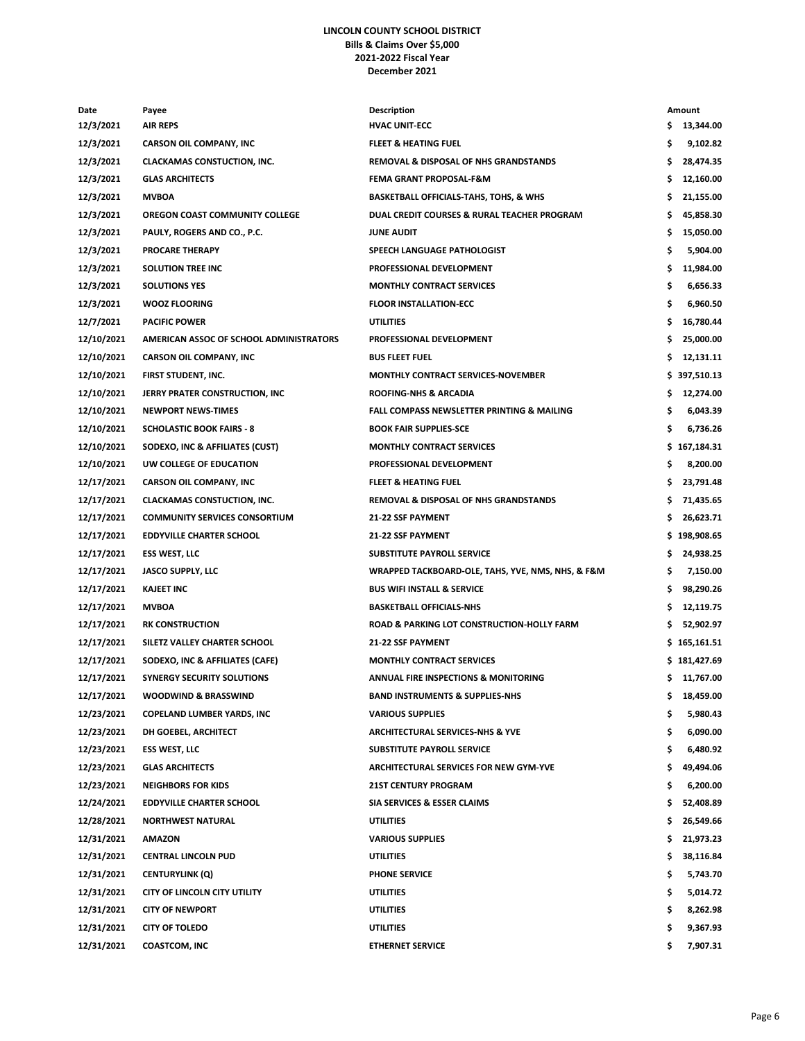**LINCOLN COUNTY SCHOOL DISTRICT**
**Bills & Claims Over $5,000**
**2021-2022 Fiscal Year**
**December 2021**

| Date | Payee | Description | Amount |
|---|---|---|---|
| 12/3/2021 | AIR REPS | HVAC UNIT-ECC | $ 13,344.00 |
| 12/3/2021 | CARSON OIL COMPANY, INC | FLEET & HEATING FUEL | $ 9,102.82 |
| 12/3/2021 | CLACKAMAS CONSTUCTION, INC. | REMOVAL & DISPOSAL OF NHS GRANDSTANDS | $ 28,474.35 |
| 12/3/2021 | GLAS ARCHITECTS | FEMA GRANT PROPOSAL-F&M | $ 12,160.00 |
| 12/3/2021 | MVBOA | BASKETBALL OFFICIALS-TAHS, TOHS, & WHS | $ 21,155.00 |
| 12/3/2021 | OREGON COAST COMMUNITY COLLEGE | DUAL CREDIT COURSES & RURAL TEACHER PROGRAM | $ 45,858.30 |
| 12/3/2021 | PAULY, ROGERS AND CO., P.C. | JUNE AUDIT | $ 15,050.00 |
| 12/3/2021 | PROCARE THERAPY | SPEECH LANGUAGE PATHOLOGIST | $ 5,904.00 |
| 12/3/2021 | SOLUTION TREE INC | PROFESSIONAL DEVELOPMENT | $ 11,984.00 |
| 12/3/2021 | SOLUTIONS YES | MONTHLY CONTRACT SERVICES | $ 6,656.33 |
| 12/3/2021 | WOOZ FLOORING | FLOOR INSTALLATION-ECC | $ 6,960.50 |
| 12/7/2021 | PACIFIC POWER | UTILITIES | $ 16,780.44 |
| 12/10/2021 | AMERICAN ASSOC OF SCHOOL ADMINISTRATORS | PROFESSIONAL DEVELOPMENT | $ 25,000.00 |
| 12/10/2021 | CARSON OIL COMPANY, INC | BUS FLEET FUEL | $ 12,131.11 |
| 12/10/2021 | FIRST STUDENT, INC. | MONTHLY CONTRACT SERVICES-NOVEMBER | $ 397,510.13 |
| 12/10/2021 | JERRY PRATER CONSTRUCTION, INC | ROOFING-NHS & ARCADIA | $ 12,274.00 |
| 12/10/2021 | NEWPORT NEWS-TIMES | FALL COMPASS NEWSLETTER PRINTING & MAILING | $ 6,043.39 |
| 12/10/2021 | SCHOLASTIC BOOK FAIRS - 8 | BOOK FAIR SUPPLIES-SCE | $ 6,736.26 |
| 12/10/2021 | SODEXO, INC & AFFILIATES (CUST) | MONTHLY CONTRACT SERVICES | $ 167,184.31 |
| 12/10/2021 | UW COLLEGE OF EDUCATION | PROFESSIONAL DEVELOPMENT | $ 8,200.00 |
| 12/17/2021 | CARSON OIL COMPANY, INC | FLEET & HEATING FUEL | $ 23,791.48 |
| 12/17/2021 | CLACKAMAS CONSTUCTION, INC. | REMOVAL & DISPOSAL OF NHS GRANDSTANDS | $ 71,435.65 |
| 12/17/2021 | COMMUNITY SERVICES CONSORTIUM | 21-22 SSF PAYMENT | $ 26,623.71 |
| 12/17/2021 | EDDYVILLE CHARTER SCHOOL | 21-22 SSF PAYMENT | $ 198,908.65 |
| 12/17/2021 | ESS WEST, LLC | SUBSTITUTE PAYROLL SERVICE | $ 24,938.25 |
| 12/17/2021 | JASCO SUPPLY, LLC | WRAPPED TACKBOARD-OLE, TAHS, YVE, NMS, NHS, & F&M | $ 7,150.00 |
| 12/17/2021 | KAJEET INC | BUS WIFI INSTALL & SERVICE | $ 98,290.26 |
| 12/17/2021 | MVBOA | BASKETBALL OFFICIALS-NHS | $ 12,119.75 |
| 12/17/2021 | RK CONSTRUCTION | ROAD & PARKING LOT CONSTRUCTION-HOLLY FARM | $ 52,902.97 |
| 12/17/2021 | SILETZ VALLEY CHARTER SCHOOL | 21-22 SSF PAYMENT | $ 165,161.51 |
| 12/17/2021 | SODEXO, INC & AFFILIATES (CAFE) | MONTHLY CONTRACT SERVICES | $ 181,427.69 |
| 12/17/2021 | SYNERGY SECURITY SOLUTIONS | ANNUAL FIRE INSPECTIONS & MONITORING | $ 11,767.00 |
| 12/17/2021 | WOODWIND & BRASSWIND | BAND INSTRUMENTS & SUPPLIES-NHS | $ 18,459.00 |
| 12/23/2021 | COPELAND LUMBER YARDS, INC | VARIOUS SUPPLIES | $ 5,980.43 |
| 12/23/2021 | DH GOEBEL, ARCHITECT | ARCHITECTURAL SERVICES-NHS & YVE | $ 6,090.00 |
| 12/23/2021 | ESS WEST, LLC | SUBSTITUTE PAYROLL SERVICE | $ 6,480.92 |
| 12/23/2021 | GLAS ARCHITECTS | ARCHITECTURAL SERVICES FOR NEW GYM-YVE | $ 49,494.06 |
| 12/23/2021 | NEIGHBORS FOR KIDS | 21ST CENTURY PROGRAM | $ 6,200.00 |
| 12/24/2021 | EDDYVILLE CHARTER SCHOOL | SIA SERVICES & ESSER CLAIMS | $ 52,408.89 |
| 12/28/2021 | NORTHWEST NATURAL | UTILITIES | $ 26,549.66 |
| 12/31/2021 | AMAZON | VARIOUS SUPPLIES | $ 21,973.23 |
| 12/31/2021 | CENTRAL LINCOLN PUD | UTILITIES | $ 38,116.84 |
| 12/31/2021 | CENTURYLINK (Q) | PHONE SERVICE | $ 5,743.70 |
| 12/31/2021 | CITY OF LINCOLN CITY UTILITY | UTILITIES | $ 5,014.72 |
| 12/31/2021 | CITY OF NEWPORT | UTILITIES | $ 8,262.98 |
| 12/31/2021 | CITY OF TOLEDO | UTILITIES | $ 9,367.93 |
| 12/31/2021 | COASTCOM, INC | ETHERNET SERVICE | $ 7,907.31 |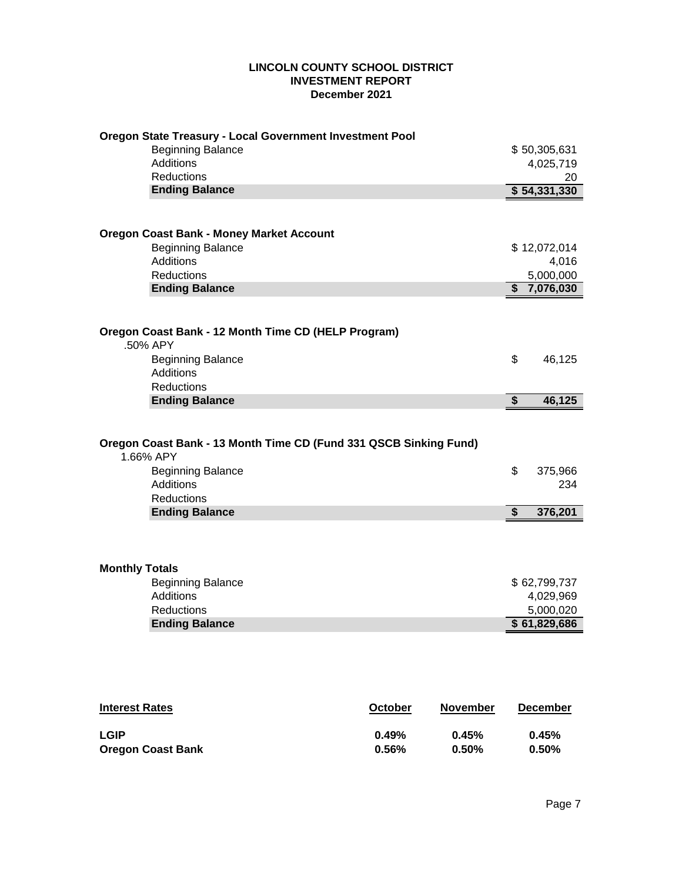# LINCOLN COUNTY SCHOOL DISTRICT
## INVESTMENT REPORT
### December 2021

**Oregon State Treasury - Local Government Investment Pool**

| | |
|---|---|
| Beginning Balance | $ 50,305,631 |
| Additions | 4,025,719 |
| Reductions | 20 |
| **Ending Balance** | **$ 54,331,330** |

**Oregon Coast Bank - Money Market Account**

| | |
|---|---|
| Beginning Balance | $ 12,072,014 |
| Additions | 4,016 |
| Reductions | 5,000,000 |
| **Ending Balance** | **$ 7,076,030** |

**Oregon Coast Bank - 12 Month Time CD (HELP Program)**

.50% APY

| | |
|---|---|
| Beginning Balance | $ 46,125 |
| Additions | |
| Reductions | |
| **Ending Balance** | **$ 46,125** |

**Oregon Coast Bank - 13 Month Time CD (Fund 331 QSCB Sinking Fund)**

1.66% APY

| | |
|---|---|
| Beginning Balance | $ 375,966 |
| Additions | 234 |
| Reductions | |
| **Ending Balance** | **$ 376,201** |

**Monthly Totals**

| | |
|---|---|
| Beginning Balance | $ 62,799,737 |
| Additions | 4,029,969 |
| Reductions | 5,000,020 |
| **Ending Balance** | **$ 61,829,686** |

| **Interest Rates** | **October** | **November** | **December** |
|---|---|---|---|
| **LGIP** | **0.49%** | **0.45%** | **0.45%** |
| **Oregon Coast Bank** | **0.56%** | **0.50%** | **0.50%** |